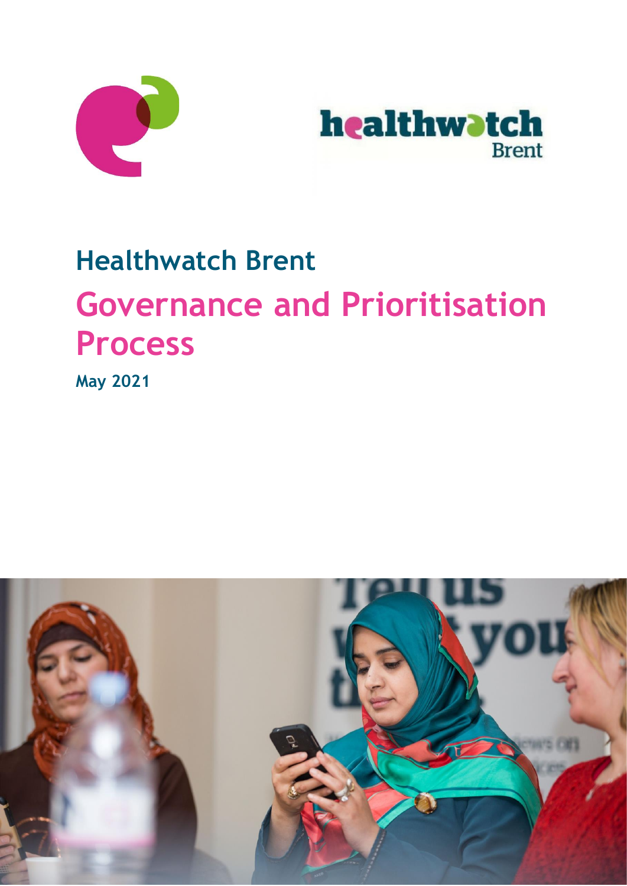# Healthwatch Brent

## Governance and Prioritisation Process

**May 2021**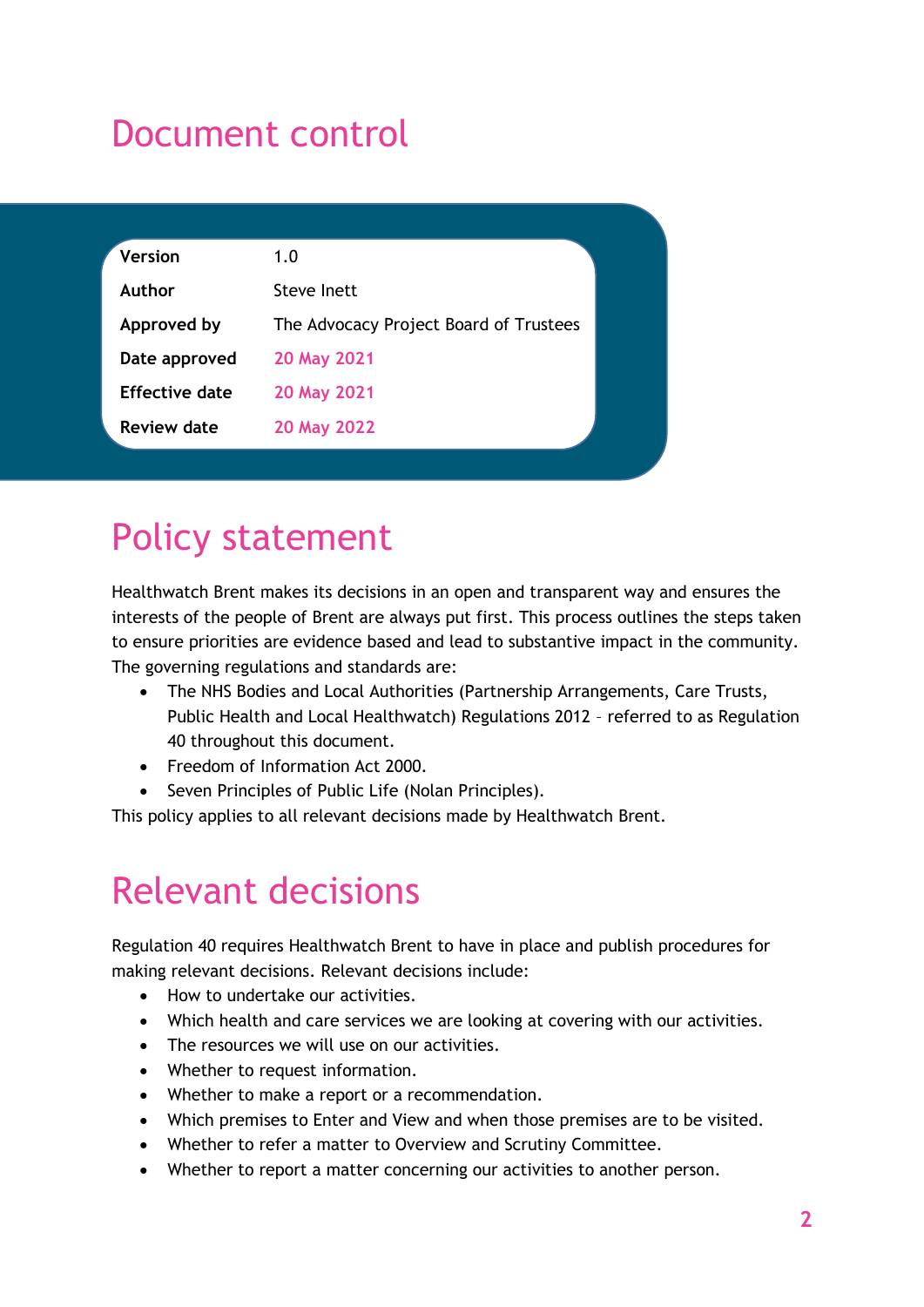# Document control

| Version | 1.0 |
|---|---|
| Author | Steve Inett |
| Approved by | The Advocacy Project Board of Trustees |
| Date approved | 20 May 2021 |
| Effective date | 20 May 2021 |
| Review date | 20 May 2022 |

# Policy statement

Healthwatch Brent makes its decisions in an open and transparent way and ensures the interests of the people of Brent are always put first. This process outlines the steps taken to ensure priorities are evidence based and lead to substantive impact in the community. The governing regulations and standards are:

- The NHS Bodies and Local Authorities (Partnership Arrangements, Care Trusts, Public Health and Local Healthwatch) Regulations 2012 – referred to as Regulation 40 throughout this document.
- Freedom of Information Act 2000.
- Seven Principles of Public Life (Nolan Principles).

This policy applies to all relevant decisions made by Healthwatch Brent.

# Relevant decisions

Regulation 40 requires Healthwatch Brent to have in place and publish procedures for making relevant decisions. Relevant decisions include:

- How to undertake our activities.
- Which health and care services we are looking at covering with our activities.
- The resources we will use on our activities.
- Whether to request information.
- Whether to make a report or a recommendation.
- Which premises to Enter and View and when those premises are to be visited.
- Whether to refer a matter to Overview and Scrutiny Committee.
- Whether to report a matter concerning our activities to another person.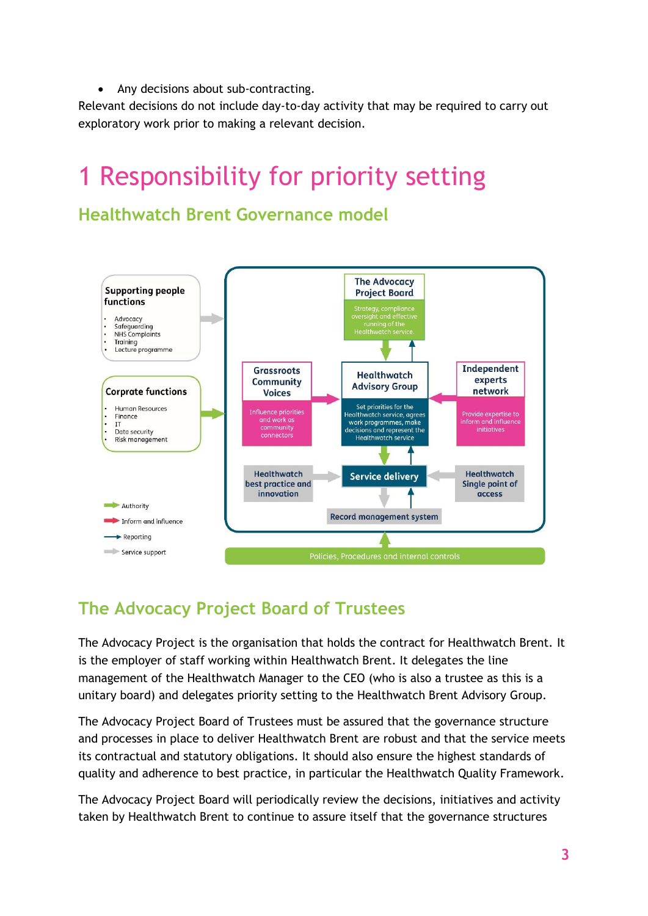- Any decisions about sub-contracting.

Relevant decisions do not include day-to-day activity that may be required to carry out exploratory work prior to making a relevant decision.

# 1 Responsibility for priority setting

## Healthwatch Brent Governance model

**Supporting people functions**

- Advocacy
- Safeguarding
- NHS Complaints
- Training
- Lecture programme

**Corprate functions**

- Human Resources
- Finance
- IT
- Data security
- Risk management

**The Advocacy Project Board**
Strategy, compliance oversight and effective running of the Healthwatch service.

**Grassroots Community Voices**
Influence priorities and work as community connectors

**Healthwatch Advisory Group**
Set priorities for the Healthwatch service, agrees work programmes, make decisions and represent the Healthwatch service

**Independent experts network**
Provide expertise to inform and influence initiatives

**Healthwatch best practice and innovation**

**Service delivery**

**Healthwatch Single point of access**

**Record management system**

Policies, Procedures and internal controls

- Authority
- Inform and influence
- Reporting
- Service support

## The Advocacy Project Board of Trustees

The Advocacy Project is the organisation that holds the contract for Healthwatch Brent. It is the employer of staff working within Healthwatch Brent. It delegates the line management of the Healthwatch Manager to the CEO (who is also a trustee as this is a unitary board) and delegates priority setting to the Healthwatch Brent Advisory Group.

The Advocacy Project Board of Trustees must be assured that the governance structure and processes in place to deliver Healthwatch Brent are robust and that the service meets its contractual and statutory obligations. It should also ensure the highest standards of quality and adherence to best practice, in particular the Healthwatch Quality Framework.

The Advocacy Project Board will periodically review the decisions, initiatives and activity taken by Healthwatch Brent to continue to assure itself that the governance structures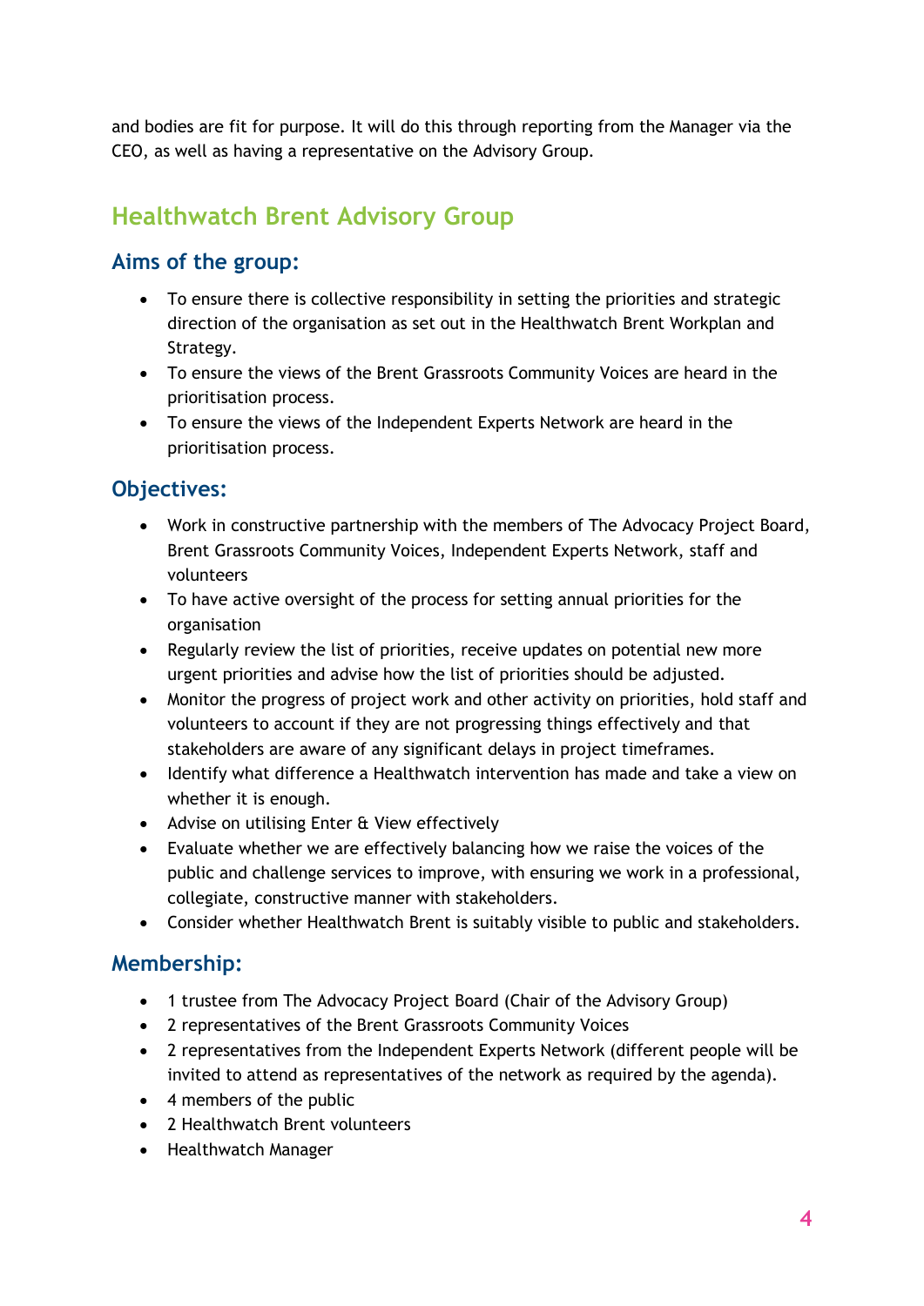and bodies are fit for purpose. It will do this through reporting from the Manager via the CEO, as well as having a representative on the Advisory Group.

## Healthwatch Brent Advisory Group

### Aims of the group:

- To ensure there is collective responsibility in setting the priorities and strategic direction of the organisation as set out in the Healthwatch Brent Workplan and Strategy.
- To ensure the views of the Brent Grassroots Community Voices are heard in the prioritisation process.
- To ensure the views of the Independent Experts Network are heard in the prioritisation process.

### Objectives:

- Work in constructive partnership with the members of The Advocacy Project Board, Brent Grassroots Community Voices, Independent Experts Network, staff and volunteers
- To have active oversight of the process for setting annual priorities for the organisation
- Regularly review the list of priorities, receive updates on potential new more urgent priorities and advise how the list of priorities should be adjusted.
- Monitor the progress of project work and other activity on priorities, hold staff and volunteers to account if they are not progressing things effectively and that stakeholders are aware of any significant delays in project timeframes.
- Identify what difference a Healthwatch intervention has made and take a view on whether it is enough.
- Advise on utilising Enter & View effectively
- Evaluate whether we are effectively balancing how we raise the voices of the public and challenge services to improve, with ensuring we work in a professional, collegiate, constructive manner with stakeholders.
- Consider whether Healthwatch Brent is suitably visible to public and stakeholders.

### Membership:

- 1 trustee from The Advocacy Project Board (Chair of the Advisory Group)
- 2 representatives of the Brent Grassroots Community Voices
- 2 representatives from the Independent Experts Network (different people will be invited to attend as representatives of the network as required by the agenda).
- 4 members of the public
- 2 Healthwatch Brent volunteers
- Healthwatch Manager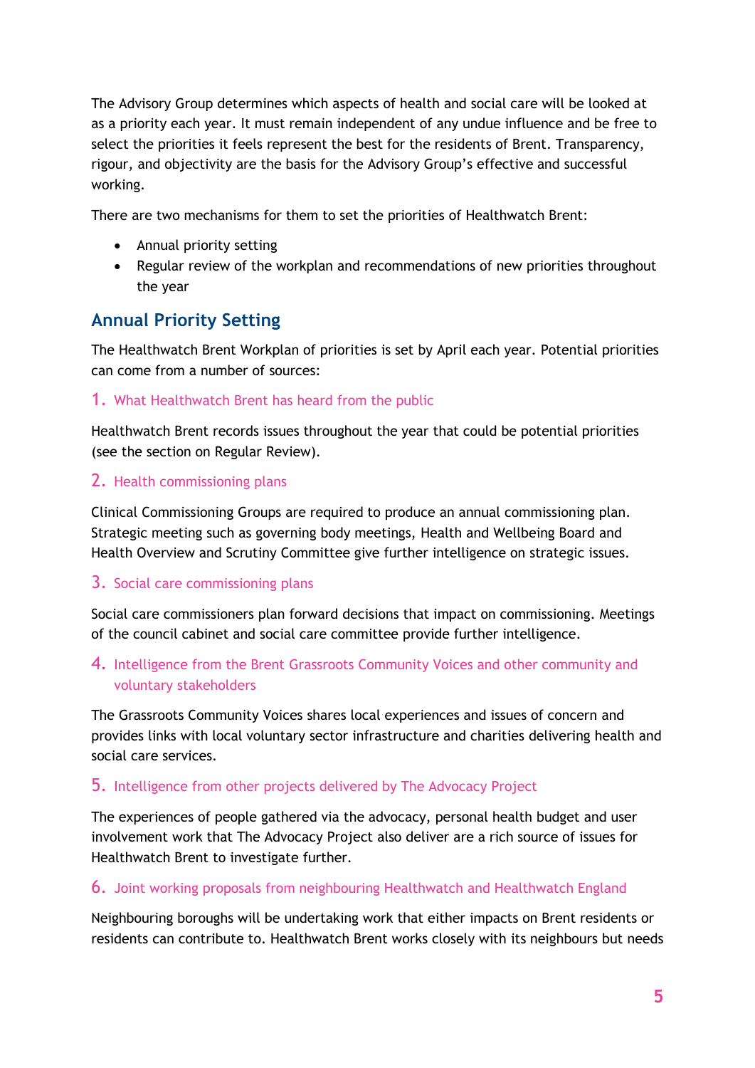The Advisory Group determines which aspects of health and social care will be looked at as a priority each year. It must remain independent of any undue influence and be free to select the priorities it feels represent the best for the residents of Brent. Transparency, rigour, and objectivity are the basis for the Advisory Group's effective and successful working.

There are two mechanisms for them to set the priorities of Healthwatch Brent:

- Annual priority setting
- Regular review of the workplan and recommendations of new priorities throughout the year

## Annual Priority Setting

The Healthwatch Brent Workplan of priorities is set by April each year. Potential priorities can come from a number of sources:

### 1. What Healthwatch Brent has heard from the public

Healthwatch Brent records issues throughout the year that could be potential priorities (see the section on Regular Review).

### 2. Health commissioning plans

Clinical Commissioning Groups are required to produce an annual commissioning plan. Strategic meeting such as governing body meetings, Health and Wellbeing Board and Health Overview and Scrutiny Committee give further intelligence on strategic issues.

### 3. Social care commissioning plans

Social care commissioners plan forward decisions that impact on commissioning. Meetings of the council cabinet and social care committee provide further intelligence.

### 4. Intelligence from the Brent Grassroots Community Voices and other community and voluntary stakeholders

The Grassroots Community Voices shares local experiences and issues of concern and provides links with local voluntary sector infrastructure and charities delivering health and social care services.

### 5. Intelligence from other projects delivered by The Advocacy Project

The experiences of people gathered via the advocacy, personal health budget and user involvement work that The Advocacy Project also deliver are a rich source of issues for Healthwatch Brent to investigate further.

### 6. Joint working proposals from neighbouring Healthwatch and Healthwatch England

Neighbouring boroughs will be undertaking work that either impacts on Brent residents or residents can contribute to. Healthwatch Brent works closely with its neighbours but needs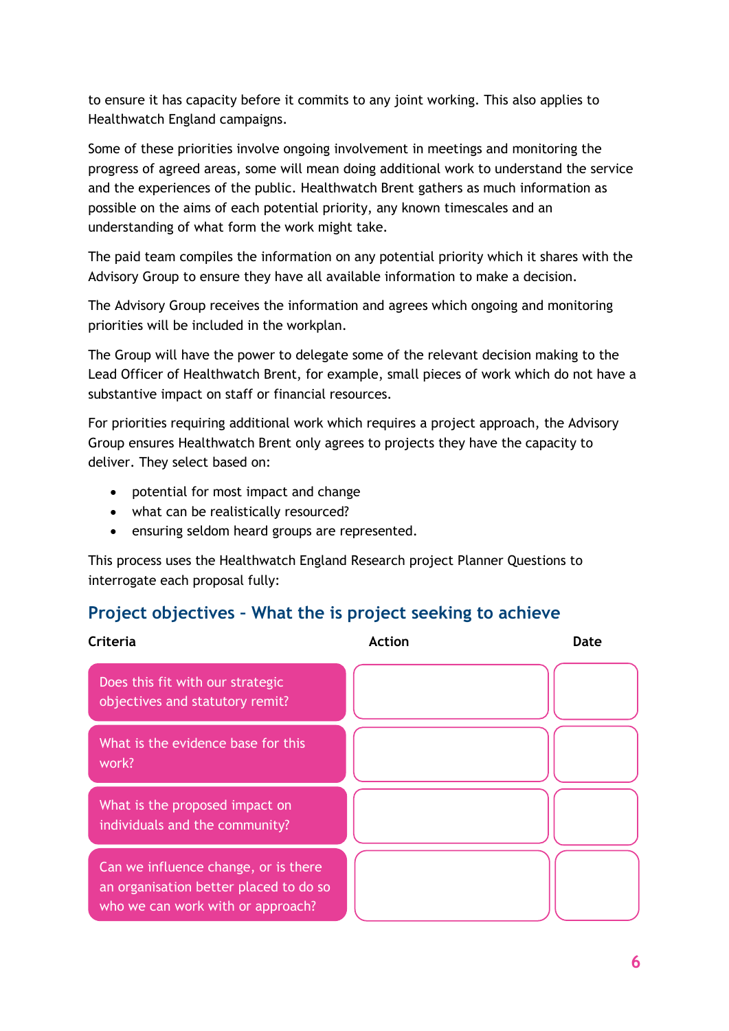to ensure it has capacity before it commits to any joint working. This also applies to Healthwatch England campaigns.

Some of these priorities involve ongoing involvement in meetings and monitoring the progress of agreed areas, some will mean doing additional work to understand the service and the experiences of the public. Healthwatch Brent gathers as much information as possible on the aims of each potential priority, any known timescales and an understanding of what form the work might take.

The paid team compiles the information on any potential priority which it shares with the Advisory Group to ensure they have all available information to make a decision.

The Advisory Group receives the information and agrees which ongoing and monitoring priorities will be included in the workplan.

The Group will have the power to delegate some of the relevant decision making to the Lead Officer of Healthwatch Brent, for example, small pieces of work which do not have a substantive impact on staff or financial resources.

For priorities requiring additional work which requires a project approach, the Advisory Group ensures Healthwatch Brent only agrees to projects they have the capacity to deliver. They select based on:

- potential for most impact and change
- what can be realistically resourced?
- ensuring seldom heard groups are represented.

This process uses the Healthwatch England Research project Planner Questions to interrogate each proposal fully:

## Project objectives – What the is project seeking to achieve

| Criteria | Action | Date |
|---|---|---|
| Does this fit with our strategic objectives and statutory remit? | | |
| What is the evidence base for this work? | | |
| What is the proposed impact on individuals and the community? | | |
| Can we influence change, or is there an organisation better placed to do so who we can work with or approach? | | |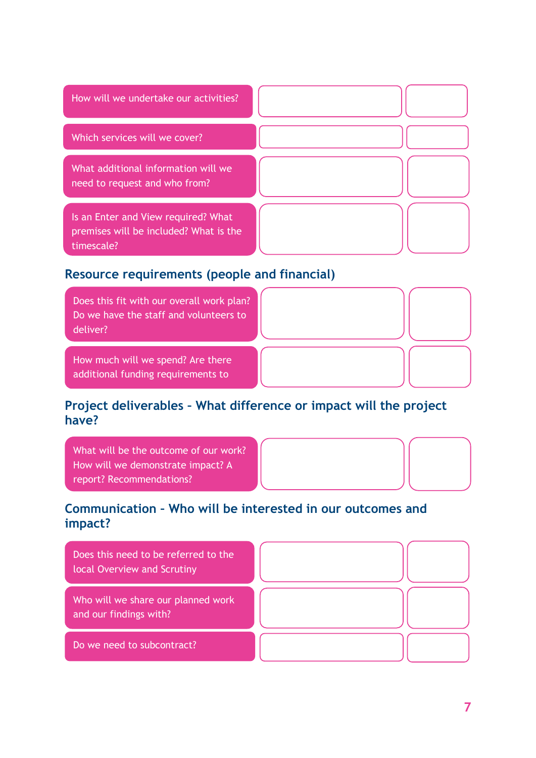| | | |
|---|---|---|
| How will we undertake our activities? | | |
| Which services will we cover? | | |
| What additional information will we need to request and who from? | | |
| Is an Enter and View required? What premises will be included? What is the timescale? | | |

## Resource requirements (people and financial)

| | | |
|---|---|---|
| Does this fit with our overall work plan? Do we have the staff and volunteers to deliver? | | |
| How much will we spend? Are there additional funding requirements to | | |

## Project deliverables – What difference or impact will the project have?

| | | |
|---|---|---|
| What will be the outcome of our work? How will we demonstrate impact? A report? Recommendations? | | |

## Communication – Who will be interested in our outcomes and impact?

| | | |
|---|---|---|
| Does this need to be referred to the local Overview and Scrutiny | | |
| Who will we share our planned work and our findings with? | | |
| Do we need to subcontract? | | |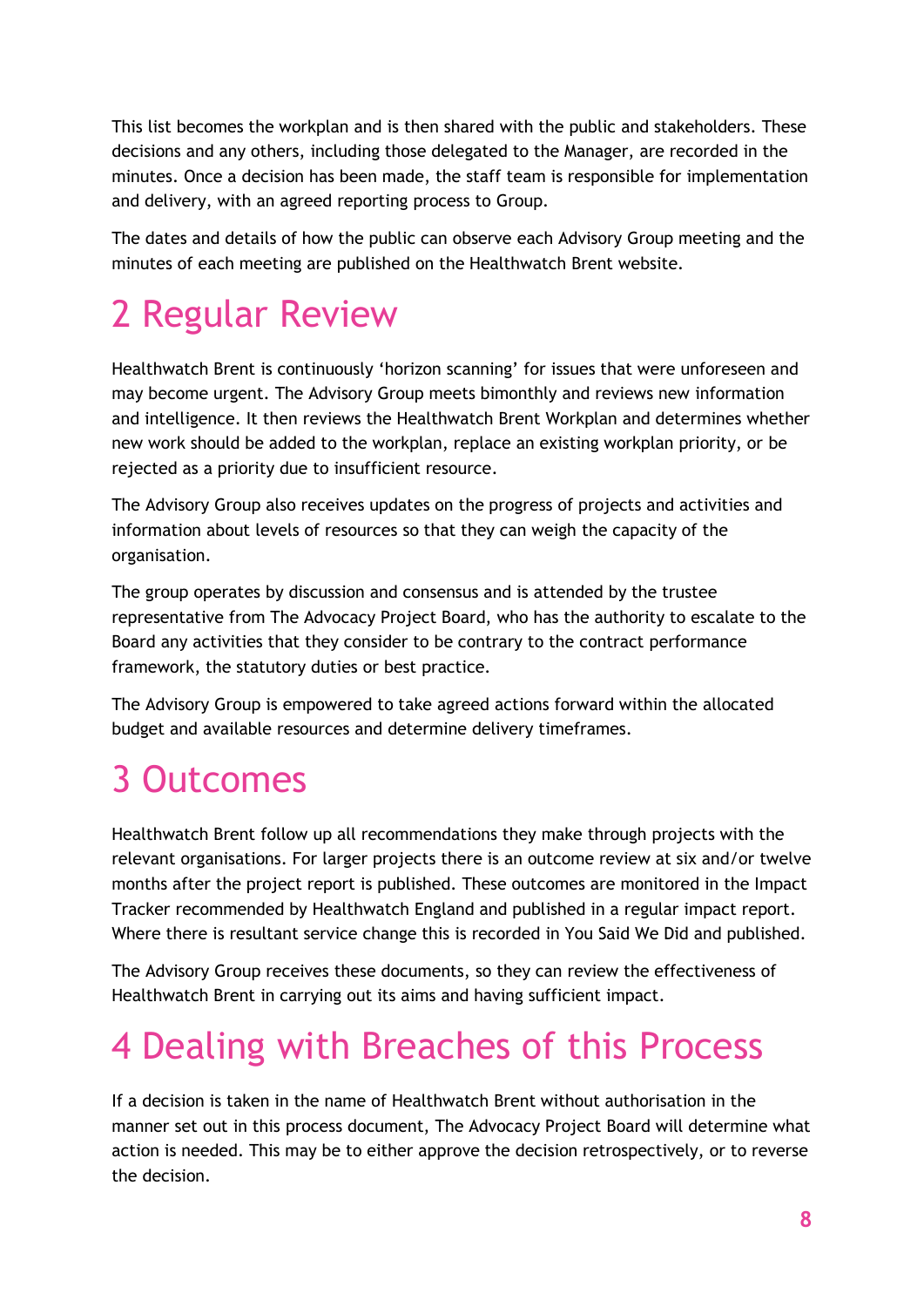This list becomes the workplan and is then shared with the public and stakeholders. These decisions and any others, including those delegated to the Manager, are recorded in the minutes. Once a decision has been made, the staff team is responsible for implementation and delivery, with an agreed reporting process to Group.

The dates and details of how the public can observe each Advisory Group meeting and the minutes of each meeting are published on the Healthwatch Brent website.

# 2 Regular Review

Healthwatch Brent is continuously 'horizon scanning' for issues that were unforeseen and may become urgent. The Advisory Group meets bimonthly and reviews new information and intelligence. It then reviews the Healthwatch Brent Workplan and determines whether new work should be added to the workplan, replace an existing workplan priority, or be rejected as a priority due to insufficient resource.

The Advisory Group also receives updates on the progress of projects and activities and information about levels of resources so that they can weigh the capacity of the organisation.

The group operates by discussion and consensus and is attended by the trustee representative from The Advocacy Project Board, who has the authority to escalate to the Board any activities that they consider to be contrary to the contract performance framework, the statutory duties or best practice.

The Advisory Group is empowered to take agreed actions forward within the allocated budget and available resources and determine delivery timeframes.

# 3 Outcomes

Healthwatch Brent follow up all recommendations they make through projects with the relevant organisations. For larger projects there is an outcome review at six and/or twelve months after the project report is published. These outcomes are monitored in the Impact Tracker recommended by Healthwatch England and published in a regular impact report. Where there is resultant service change this is recorded in You Said We Did and published.

The Advisory Group receives these documents, so they can review the effectiveness of Healthwatch Brent in carrying out its aims and having sufficient impact.

# 4 Dealing with Breaches of this Process

If a decision is taken in the name of Healthwatch Brent without authorisation in the manner set out in this process document, The Advocacy Project Board will determine what action is needed. This may be to either approve the decision retrospectively, or to reverse the decision.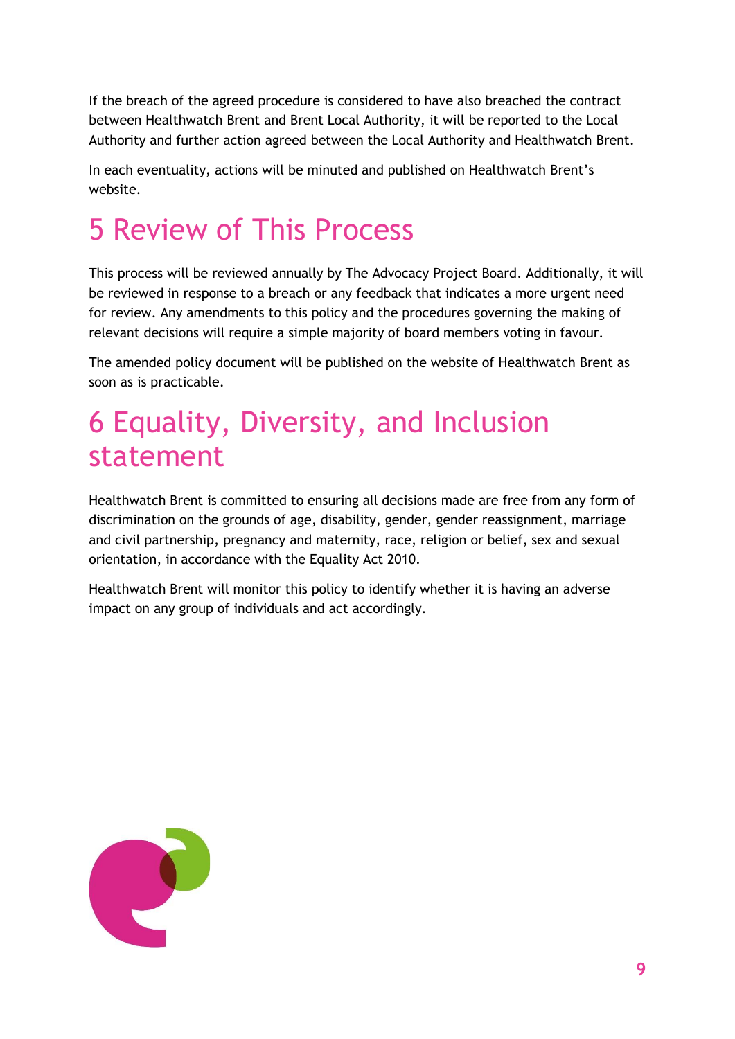If the breach of the agreed procedure is considered to have also breached the contract between Healthwatch Brent and Brent Local Authority, it will be reported to the Local Authority and further action agreed between the Local Authority and Healthwatch Brent.

In each eventuality, actions will be minuted and published on Healthwatch Brent's website.

# 5 Review of This Process

This process will be reviewed annually by The Advocacy Project Board. Additionally, it will be reviewed in response to a breach or any feedback that indicates a more urgent need for review. Any amendments to this policy and the procedures governing the making of relevant decisions will require a simple majority of board members voting in favour.

The amended policy document will be published on the website of Healthwatch Brent as soon as is practicable.

# 6 Equality, Diversity, and Inclusion statement

Healthwatch Brent is committed to ensuring all decisions made are free from any form of discrimination on the grounds of age, disability, gender, gender reassignment, marriage and civil partnership, pregnancy and maternity, race, religion or belief, sex and sexual orientation, in accordance with the Equality Act 2010.

Healthwatch Brent will monitor this policy to identify whether it is having an adverse impact on any group of individuals and act accordingly.